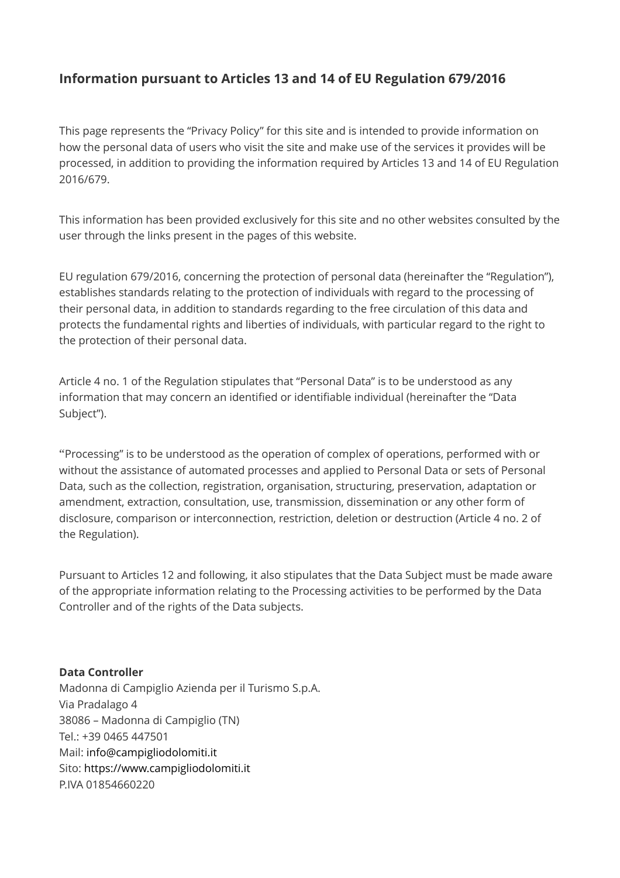## Information pursuant to Articles 13 and 14 of EU Regulation 679/2016

This page represents the "Privacy Policy" for this site and is intended to provide information on how the personal data of users who visit the site and make use of the services it provides will be processed, in addition to providing the information required by Articles 13 and 14 of EU Regulation 2016/679.

This information has been provided exclusively for this site and no other websites consulted by the user through the links present in the pages of this website.

EU regulation 679/2016, concerning the protection of personal data (hereinafter the "Regulation"), establishes standards relating to the protection of individuals with regard to the processing of their personal data, in addition to standards regarding to the free circulation of this data and protects the fundamental rights and liberties of individuals, with particular regard to the right to the protection of their personal data.

Article 4 no. 1 of the Regulation stipulates that "Personal Data" is to be understood as any information that may concern an identified or identifiable individual (hereinafter the "Data Subject").

"Processing" is to be understood as the operation of complex of operations, performed with or without the assistance of automated processes and applied to Personal Data or sets of Personal Data, such as the collection, registration, organisation, structuring, preservation, adaptation or amendment, extraction, consultation, use, transmission, dissemination or any other form of disclosure, comparison or interconnection, restriction, deletion or destruction (Article 4 no. 2 of the Regulation).

Pursuant to Articles 12 and following, it also stipulates that the Data Subject must be made aware of the appropriate information relating to the Processing activities to be performed by the Data Controller and of the rights of the Data subjects.

**Data Controller**
Madonna di Campiglio Azienda per il Turismo S.p.A.
Via Pradalago 4
38086 – Madonna di Campiglio (TN)
Tel.: +39 0465 447501
Mail: info@campigliodolomiti.it
Sito: https://www.campigliodolomiti.it
P.IVA 01854660220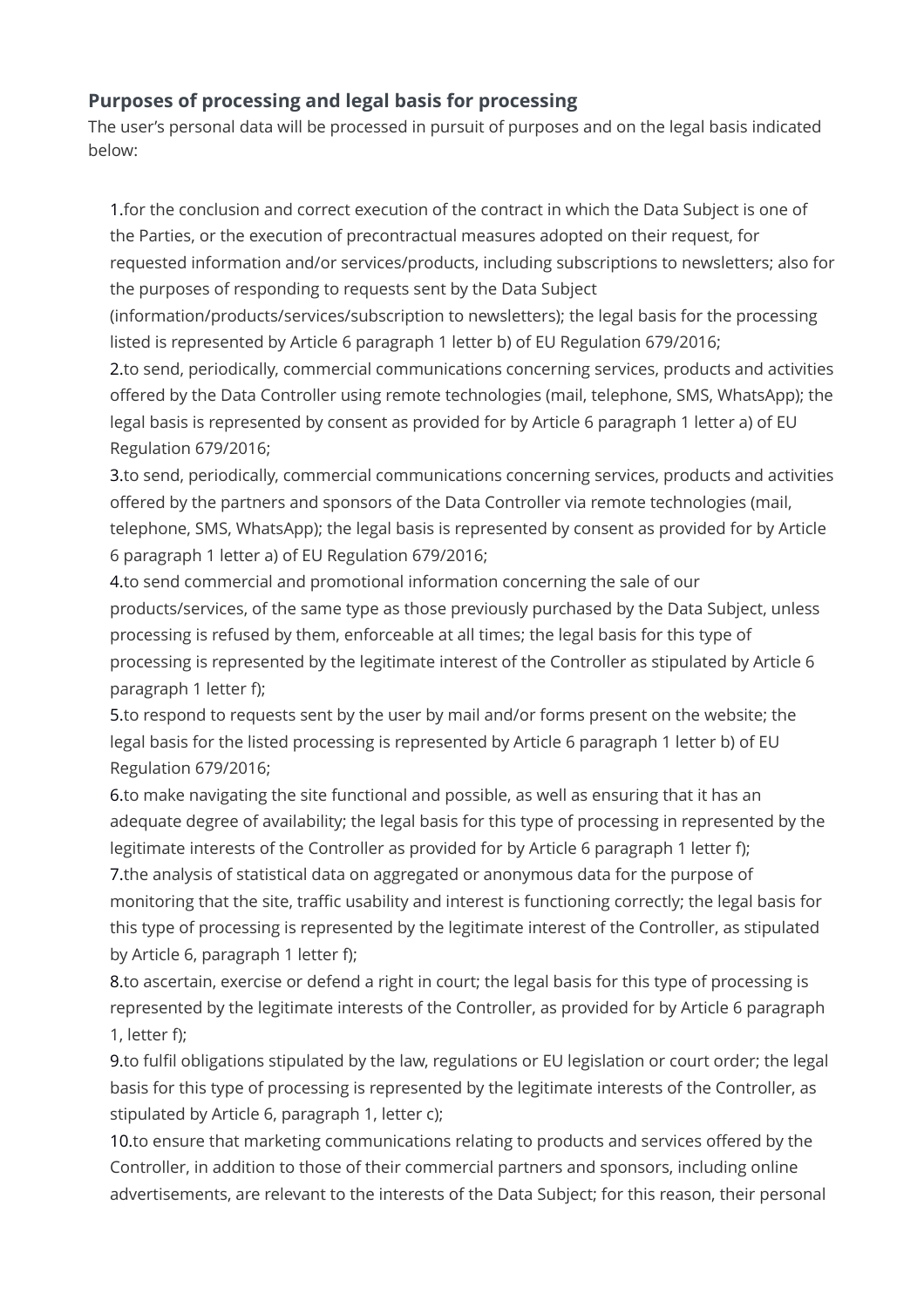### Purposes of processing and legal basis for processing

The user's personal data will be processed in pursuit of purposes and on the legal basis indicated below:

1. for the conclusion and correct execution of the contract in which the Data Subject is one of the Parties, or the execution of precontractual measures adopted on their request, for requested information and/or services/products, including subscriptions to newsletters; also for the purposes of responding to requests sent by the Data Subject (information/products/services/subscription to newsletters); the legal basis for the processing listed is represented by Article 6 paragraph 1 letter b) of EU Regulation 679/2016;
2. to send, periodically, commercial communications concerning services, products and activities offered by the Data Controller using remote technologies (mail, telephone, SMS, WhatsApp); the legal basis is represented by consent as provided for by Article 6 paragraph 1 letter a) of EU Regulation 679/2016;
3. to send, periodically, commercial communications concerning services, products and activities offered by the partners and sponsors of the Data Controller via remote technologies (mail, telephone, SMS, WhatsApp); the legal basis is represented by consent as provided for by Article 6 paragraph 1 letter a) of EU Regulation 679/2016;
4. to send commercial and promotional information concerning the sale of our products/services, of the same type as those previously purchased by the Data Subject, unless processing is refused by them, enforceable at all times; the legal basis for this type of processing is represented by the legitimate interest of the Controller as stipulated by Article 6 paragraph 1 letter f);
5. to respond to requests sent by the user by mail and/or forms present on the website; the legal basis for the listed processing is represented by Article 6 paragraph 1 letter b) of EU Regulation 679/2016;
6. to make navigating the site functional and possible, as well as ensuring that it has an adequate degree of availability; the legal basis for this type of processing in represented by the legitimate interests of the Controller as provided for by Article 6 paragraph 1 letter f);
7. the analysis of statistical data on aggregated or anonymous data for the purpose of monitoring that the site, traffic usability and interest is functioning correctly; the legal basis for this type of processing is represented by the legitimate interest of the Controller, as stipulated by Article 6, paragraph 1 letter f);
8. to ascertain, exercise or defend a right in court; the legal basis for this type of processing is represented by the legitimate interests of the Controller, as provided for by Article 6 paragraph 1, letter f);
9. to fulfil obligations stipulated by the law, regulations or EU legislation or court order; the legal basis for this type of processing is represented by the legitimate interests of the Controller, as stipulated by Article 6, paragraph 1, letter c);
10. to ensure that marketing communications relating to products and services offered by the Controller, in addition to those of their commercial partners and sponsors, including online advertisements, are relevant to the interests of the Data Subject; for this reason, their personal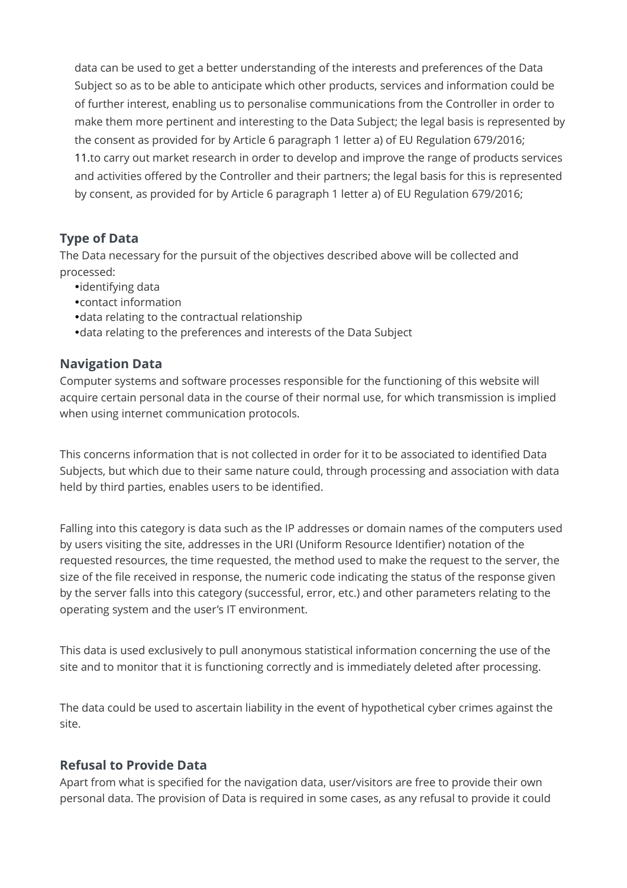data can be used to get a better understanding of the interests and preferences of the Data Subject so as to be able to anticipate which other products, services and information could be of further interest, enabling us to personalise communications from the Controller in order to make them more pertinent and interesting to the Data Subject; the legal basis is represented by the consent as provided for by Article 6 paragraph 1 letter a) of EU Regulation 679/2016;
11.to carry out market research in order to develop and improve the range of products services and activities offered by the Controller and their partners; the legal basis for this is represented by consent, as provided for by Article 6 paragraph 1 letter a) of EU Regulation 679/2016;

### Type of Data

The Data necessary for the pursuit of the objectives described above will be collected and processed:

- identifying data
- contact information
- data relating to the contractual relationship
- data relating to the preferences and interests of the Data Subject

### Navigation Data

Computer systems and software processes responsible for the functioning of this website will acquire certain personal data in the course of their normal use, for which transmission is implied when using internet communication protocols.

This concerns information that is not collected in order for it to be associated to identified Data Subjects, but which due to their same nature could, through processing and association with data held by third parties, enables users to be identified.

Falling into this category is data such as the IP addresses or domain names of the computers used by users visiting the site, addresses in the URI (Uniform Resource Identifier) notation of the requested resources, the time requested, the method used to make the request to the server, the size of the file received in response, the numeric code indicating the status of the response given by the server falls into this category (successful, error, etc.) and other parameters relating to the operating system and the user's IT environment.

This data is used exclusively to pull anonymous statistical information concerning the use of the site and to monitor that it is functioning correctly and is immediately deleted after processing.

The data could be used to ascertain liability in the event of hypothetical cyber crimes against the site.

### Refusal to Provide Data

Apart from what is specified for the navigation data, user/visitors are free to provide their own personal data. The provision of Data is required in some cases, as any refusal to provide it could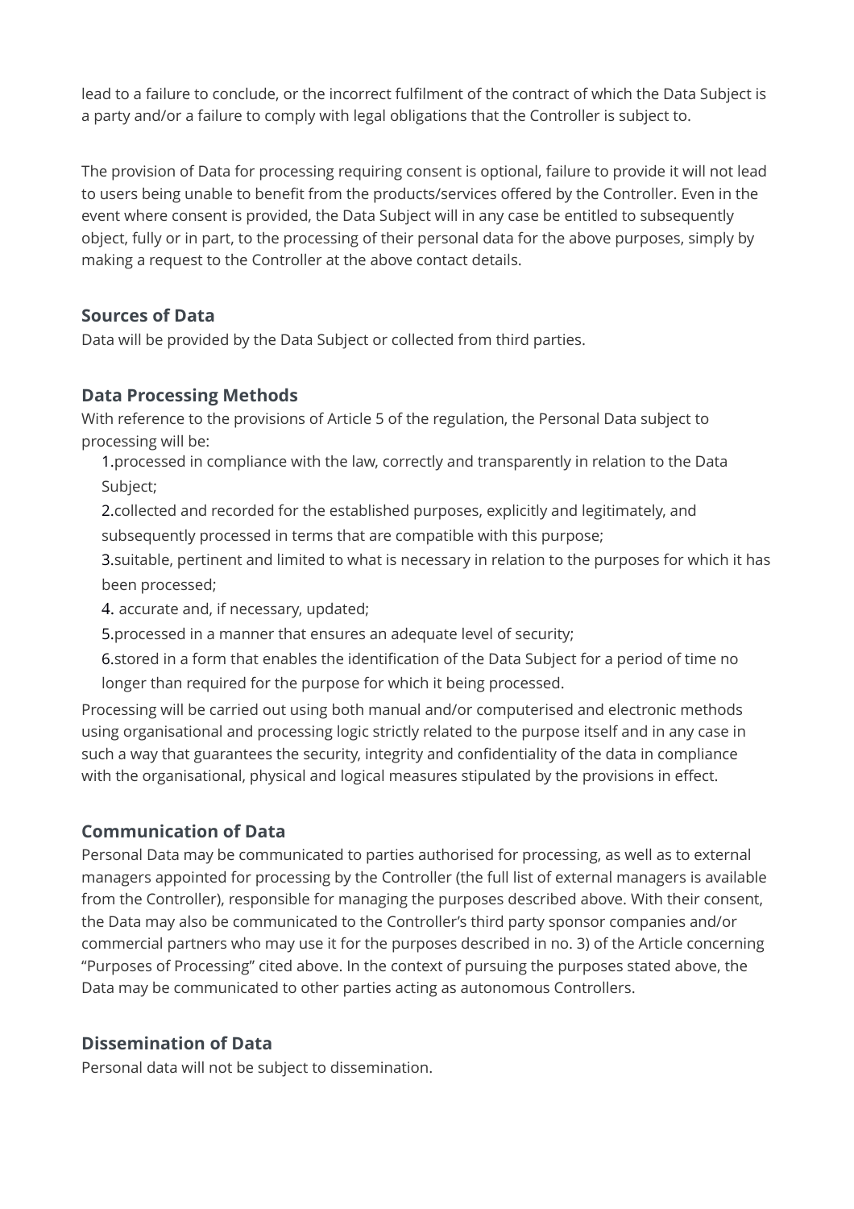lead to a failure to conclude, or the incorrect fulfilment of the contract of which the Data Subject is a party and/or a failure to comply with legal obligations that the Controller is subject to.

The provision of Data for processing requiring consent is optional, failure to provide it will not lead to users being unable to benefit from the products/services offered by the Controller. Even in the event where consent is provided, the Data Subject will in any case be entitled to subsequently object, fully or in part, to the processing of their personal data for the above purposes, simply by making a request to the Controller at the above contact details.

### Sources of Data

Data will be provided by the Data Subject or collected from third parties.

### Data Processing Methods

With reference to the provisions of Article 5 of the regulation, the Personal Data subject to processing will be:

1. processed in compliance with the law, correctly and transparently in relation to the Data Subject;
2. collected and recorded for the established purposes, explicitly and legitimately, and subsequently processed in terms that are compatible with this purpose;
3. suitable, pertinent and limited to what is necessary in relation to the purposes for which it has been processed;
4. accurate and, if necessary, updated;
5. processed in a manner that ensures an adequate level of security;
6. stored in a form that enables the identification of the Data Subject for a period of time no longer than required for the purpose for which it being processed.

Processing will be carried out using both manual and/or computerised and electronic methods using organisational and processing logic strictly related to the purpose itself and in any case in such a way that guarantees the security, integrity and confidentiality of the data in compliance with the organisational, physical and logical measures stipulated by the provisions in effect.

### Communication of Data

Personal Data may be communicated to parties authorised for processing, as well as to external managers appointed for processing by the Controller (the full list of external managers is available from the Controller), responsible for managing the purposes described above. With their consent, the Data may also be communicated to the Controller's third party sponsor companies and/or commercial partners who may use it for the purposes described in no. 3) of the Article concerning "Purposes of Processing" cited above. In the context of pursuing the purposes stated above, the Data may be communicated to other parties acting as autonomous Controllers.

### Dissemination of Data

Personal data will not be subject to dissemination.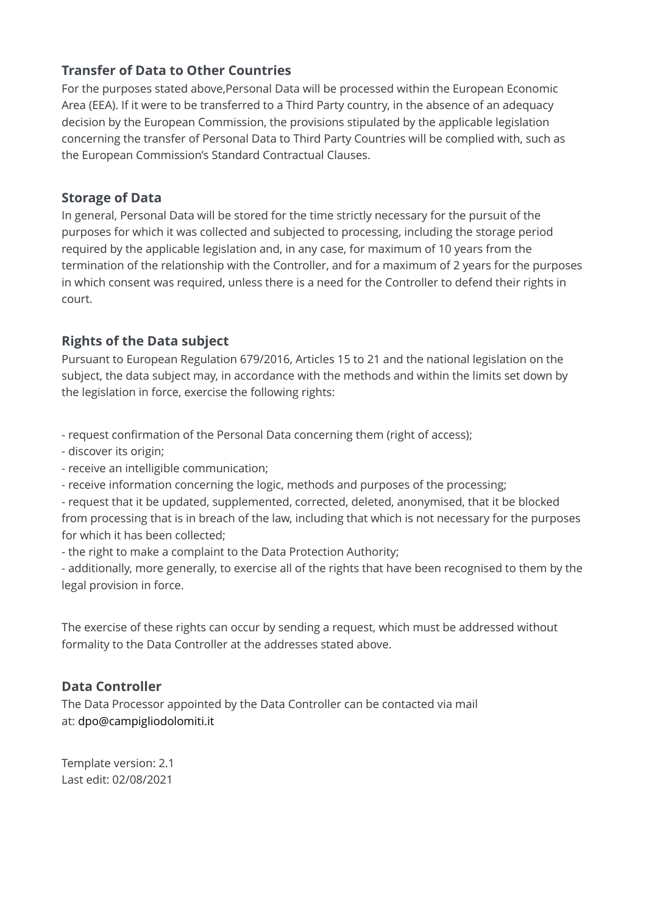### Transfer of Data to Other Countries

For the purposes stated above,Personal Data will be processed within the European Economic Area (EEA). If it were to be transferred to a Third Party country, in the absence of an adequacy decision by the European Commission, the provisions stipulated by the applicable legislation concerning the transfer of Personal Data to Third Party Countries will be complied with, such as the European Commission's Standard Contractual Clauses.

### Storage of Data

In general, Personal Data will be stored for the time strictly necessary for the pursuit of the purposes for which it was collected and subjected to processing, including the storage period required by the applicable legislation and, in any case, for maximum of 10 years from the termination of the relationship with the Controller, and for a maximum of 2 years for the purposes in which consent was required, unless there is a need for the Controller to defend their rights in court.

### Rights of the Data subject

Pursuant to European Regulation 679/2016, Articles 15 to 21 and the national legislation on the subject, the data subject may, in accordance with the methods and within the limits set down by the legislation in force, exercise the following rights:

- request confirmation of the Personal Data concerning them (right of access);
- discover its origin;
- receive an intelligible communication;
- receive information concerning the logic, methods and purposes of the processing;
- request that it be updated, supplemented, corrected, deleted, anonymised, that it be blocked from processing that is in breach of the law, including that which is not necessary for the purposes for which it has been collected;
- the right to make a complaint to the Data Protection Authority;
- additionally, more generally, to exercise all of the rights that have been recognised to them by the legal provision in force.

The exercise of these rights can occur by sending a request, which must be addressed without formality to the Data Controller at the addresses stated above.

### Data Controller

The Data Processor appointed by the Data Controller can be contacted via mail at: dpo@campigliodolomiti.it

Template version: 2.1
Last edit: 02/08/2021